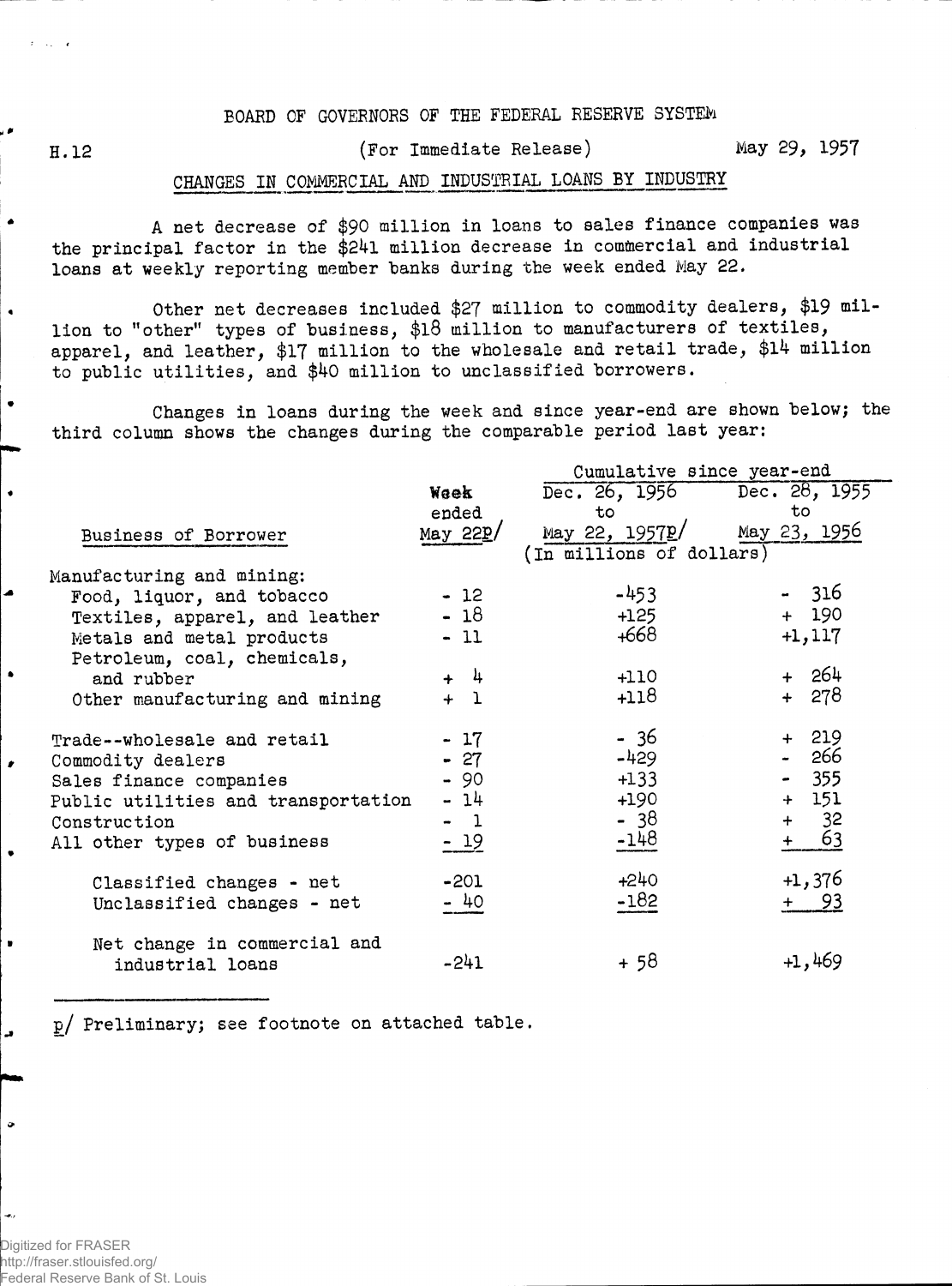BOARD OF GOVERNORS OF THE FEDERAL RESERVE SYSTEM

H.12 (For Immediate Release) May 29, 1957

## CHANGES IN COMMERCIAL AND INDUSTRIAL LOANS BY INDUSTRY

A net decrease of $90 million in loans to sales finance companies was the principal factor in the $241 million decrease in commercial and industrial loans at weekly reporting member banks during the week ended May 22.

Other net decreases included $27 million to commodity dealers, $19 million to "other" types of business, $18 million to manufacturers of textiles, apparel, and leather, $17 million to the wholesale and retail trade, $14 million to public utilities, and $40 million to unclassified borrowers.

Changes in loans during the week and since year-end are shown below; the third column shows the changes during the comparable period last year:

| Business of Borrower | Week ended May 22p/ | Cumulative since year-end: Dec. 26, 1956 to May 22, 1957p/ | Cumulative since year-end: Dec. 28, 1955 to May 23, 1956 |
|---|---|---|---|
| | (In millions of dollars) | | |
| Manufacturing and mining: | | | |
| Food, liquor, and tobacco | - 12 | -453 | - 316 |
| Textiles, apparel, and leather | - 18 | +125 | + 190 |
| Metals and metal products | - 11 | +668 | +1,117 |
| Petroleum, coal, chemicals, and rubber | + 4 | +110 | + 264 |
| Other manufacturing and mining | + 1 | +118 | + 278 |
| Trade--wholesale and retail | - 17 | - 36 | + 219 |
| Commodity dealers | - 27 | -429 | - 266 |
| Sales finance companies | - 90 | +133 | - 355 |
| Public utilities and transportation | - 14 | +190 | + 151 |
| Construction | - 1 | - 38 | + 32 |
| All other types of business | - 19 | -148 | + 63 |
| Classified changes - net | -201 | +240 | +1,376 |
| Unclassified changes - net | - 40 | -182 | + 93 |
| Net change in commercial and industrial loans | -241 | + 58 | +1,469 |

p/ Preliminary; see footnote on attached table.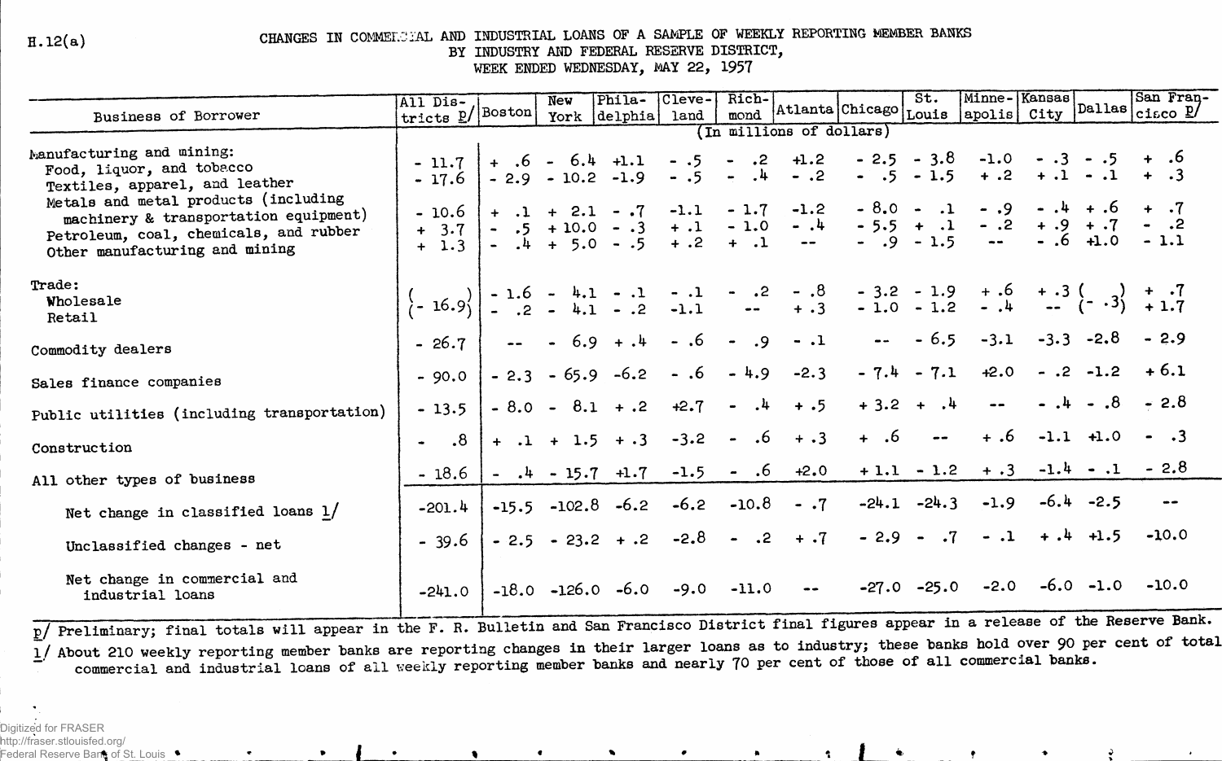H.12(a)

CHANGES IN COMMERCIAL AND INDUSTRIAL LOANS OF A SAMPLE OF WEEKLY REPORTING MEMBER BANKS
BY INDUSTRY AND FEDERAL RESERVE DISTRICT,
WEEK ENDED WEDNESDAY, MAY 22, 1957

| Business of Borrower | All Districts p/ | Boston | New York | Philadelphia | Cleveland | Richmond | Atlanta | Chicago | St. Louis | Minneapolis | Kansas City | Dallas | San Francisco p/ |
|---|---|---|---|---|---|---|---|---|---|---|---|---|---|
| | (In millions of dollars) | | | | | | | | | | | | |
| Manufacturing and mining: | | | | | | | | | | | | | |
| Food, liquor, and tobacco | - 11.7 | + .6 | - 6.4 | +1.1 | - .5 | - .2 | +1.2 | - 2.5 | - 3.8 | -1.0 | - .3 | - .5 | + .6 |
| Textiles, apparel, and leather | - 17.6 | - 2.9 | - 10.2 | -1.9 | - .5 | - .4 | - .2 | - .5 | - 1.5 | + .2 | + .1 | - .1 | + .3 |
| Metals and metal products (including machinery & transportation equipment) | - 10.6 | + .1 | + 2.1 | - .7 | -1.1 | - 1.7 | -1.2 | - 8.0 | - .1 | - .9 | - .4 | + .6 | + .7 |
| Petroleum, coal, chemicals, and rubber | + 3.7 | - .5 | + 10.0 | - .3 | + .1 | - 1.0 | - .4 | - 5.5 | + .1 | - .2 | + .9 | + .7 | - .2 |
| Other manufacturing and mining | + 1.3 | - .4 | + 5.0 | - .5 | + .2 | + .1 | -- | - .9 | - 1.5 | -- | - .6 | +1.0 | - 1.1 |
| Trade: | | | | | | | | | | | | | |
| Wholesale | (- 16.9) | - 1.6 | - 4.1 | - .1 | - .1 | - .2 | - .8 | - 3.2 | - 1.9 | + .6 | + .3 | (- .3) | + .7 |
| Retail | | - .2 | - 4.1 | - .2 | -1.1 | -- | + .3 | - 1.0 | - 1.2 | - .4 | -- | | + 1.7 |
| Commodity dealers | - 26.7 | -- | - 6.9 | + .4 | - .6 | - .9 | - .1 | -- | - 6.5 | -3.1 | -3.3 | -2.8 | - 2.9 |
| Sales finance companies | - 90.0 | - 2.3 | - 65.9 | -6.2 | - .6 | - 4.9 | -2.3 | - 7.4 | - 7.1 | +2.0 | - .2 | -1.2 | + 6.1 |
| Public utilities (including transportation) | - 13.5 | - 8.0 | - 8.1 | + .2 | +2.7 | - .4 | + .5 | + 3.2 | + .4 | -- | - .4 | - .8 | - 2.8 |
| Construction | - .8 | + .1 | + 1.5 | + .3 | -3.2 | - .6 | + .3 | + .6 | -- | + .6 | -1.1 | +1.0 | - .3 |
| All other types of business | - 18.6 | - .4 | - 15.7 | +1.7 | -1.5 | - .6 | +2.0 | + 1.1 | - 1.2 | + .3 | -1.4 | - .1 | - 2.8 |
| Net change in classified loans 1/ | -201.4 | -15.5 | -102.8 | -6.2 | -6.2 | -10.8 | - .7 | -24.1 | -24.3 | -1.9 | -6.4 | -2.5 | -- |
| Unclassified changes - net | - 39.6 | - 2.5 | - 23.2 | + .2 | -2.8 | - .2 | + .7 | - 2.9 | - .7 | - .1 | + .4 | +1.5 | -10.0 |
| Net change in commercial and industrial loans | -241.0 | -18.0 | -126.0 | -6.0 | -9.0 | -11.0 | -- | -27.0 | -25.0 | -2.0 | -6.0 | -1.0 | -10.0 |

p/ Preliminary; final totals will appear in the F. R. Bulletin and San Francisco District final figures appear in a release of the Reserve Bank.

1/ About 210 weekly reporting member banks are reporting changes in their larger loans as to industry; these banks hold over 90 per cent of total commercial and industrial loans of all weekly reporting member banks and nearly 70 per cent of those of all commercial banks.